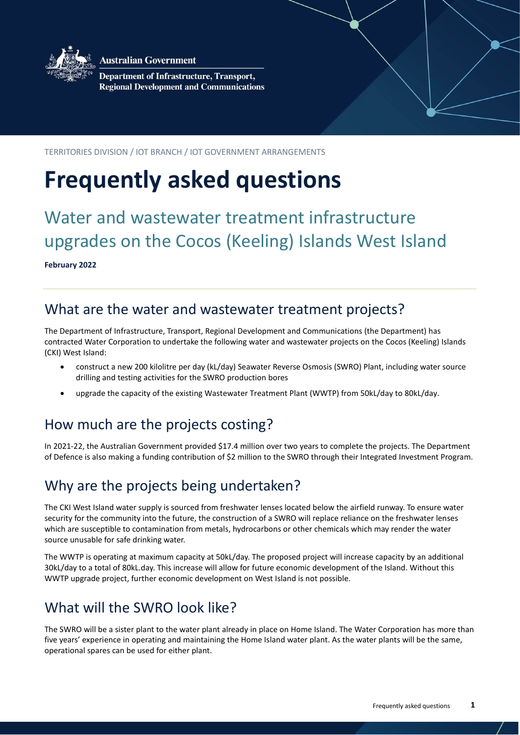Australian Government

Department of Infrastructure, Transport, Regional Development and Communications

TERRITORIES DIVISION / IOT BRANCH / IOT GOVERNMENT ARRANGEMENTS

# Frequently asked questions

## Water and wastewater treatment infrastructure upgrades on the Cocos (Keeling) Islands West Island

**February 2022**

---

## What are the water and wastewater treatment projects?

The Department of Infrastructure, Transport, Regional Development and Communications (the Department) has contracted Water Corporation to undertake the following water and wastewater projects on the Cocos (Keeling) Islands (CKI) West Island:

- construct a new 200 kilolitre per day (kL/day) Seawater Reverse Osmosis (SWRO) Plant, including water source drilling and testing activities for the SWRO production bores
- upgrade the capacity of the existing Wastewater Treatment Plant (WWTP) from 50kL/day to 80kL/day.

## How much are the projects costing?

In 2021-22, the Australian Government provided $17.4 million over two years to complete the projects. The Department of Defence is also making a funding contribution of $2 million to the SWRO through their Integrated Investment Program.

## Why are the projects being undertaken?

The CKI West Island water supply is sourced from freshwater lenses located below the airfield runway. To ensure water security for the community into the future, the construction of a SWRO will replace reliance on the freshwater lenses which are susceptible to contamination from metals, hydrocarbons or other chemicals which may render the water source unusable for safe drinking water.

The WWTP is operating at maximum capacity at 50kL/day. The proposed project will increase capacity by an additional 30kL/day to a total of 80kL.day. This increase will allow for future economic development of the Island. Without this WWTP upgrade project, further economic development on West Island is not possible.

## What will the SWRO look like?

The SWRO will be a sister plant to the water plant already in place on Home Island. The Water Corporation has more than five years' experience in operating and maintaining the Home Island water plant. As the water plants will be the same, operational spares can be used for either plant.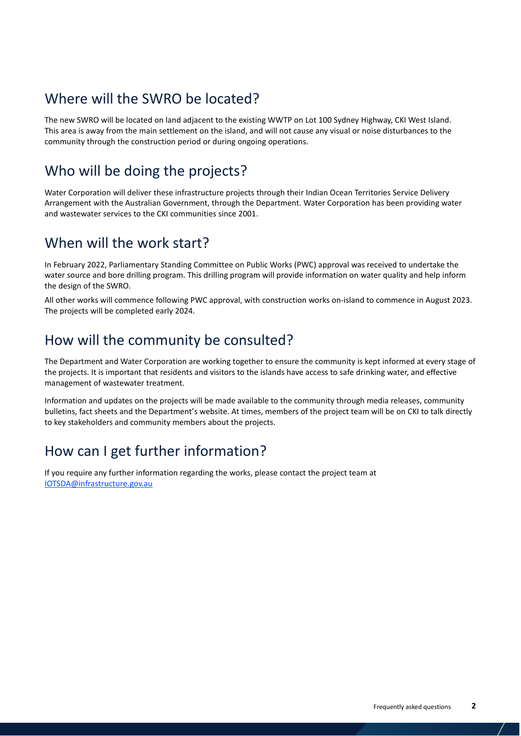## Where will the SWRO be located?

The new SWRO will be located on land adjacent to the existing WWTP on Lot 100 Sydney Highway, CKI West Island. This area is away from the main settlement on the island, and will not cause any visual or noise disturbances to the community through the construction period or during ongoing operations.

## Who will be doing the projects?

Water Corporation will deliver these infrastructure projects through their Indian Ocean Territories Service Delivery Arrangement with the Australian Government, through the Department. Water Corporation has been providing water and wastewater services to the CKI communities since 2001.

## When will the work start?

In February 2022, Parliamentary Standing Committee on Public Works (PWC) approval was received to undertake the water source and bore drilling program. This drilling program will provide information on water quality and help inform the design of the SWRO.

All other works will commence following PWC approval, with construction works on-island to commence in August 2023. The projects will be completed early 2024.

## How will the community be consulted?

The Department and Water Corporation are working together to ensure the community is kept informed at every stage of the projects. It is important that residents and visitors to the islands have access to safe drinking water, and effective management of wastewater treatment.

Information and updates on the projects will be made available to the community through media releases, community bulletins, fact sheets and the Department's website. At times, members of the project team will be on CKI to talk directly to key stakeholders and community members about the projects.

## How can I get further information?

If you require any further information regarding the works, please contact the project team at [IOTSDA@infrastructure.gov.au](mailto:IOTSDA@infrastructure.gov.au)